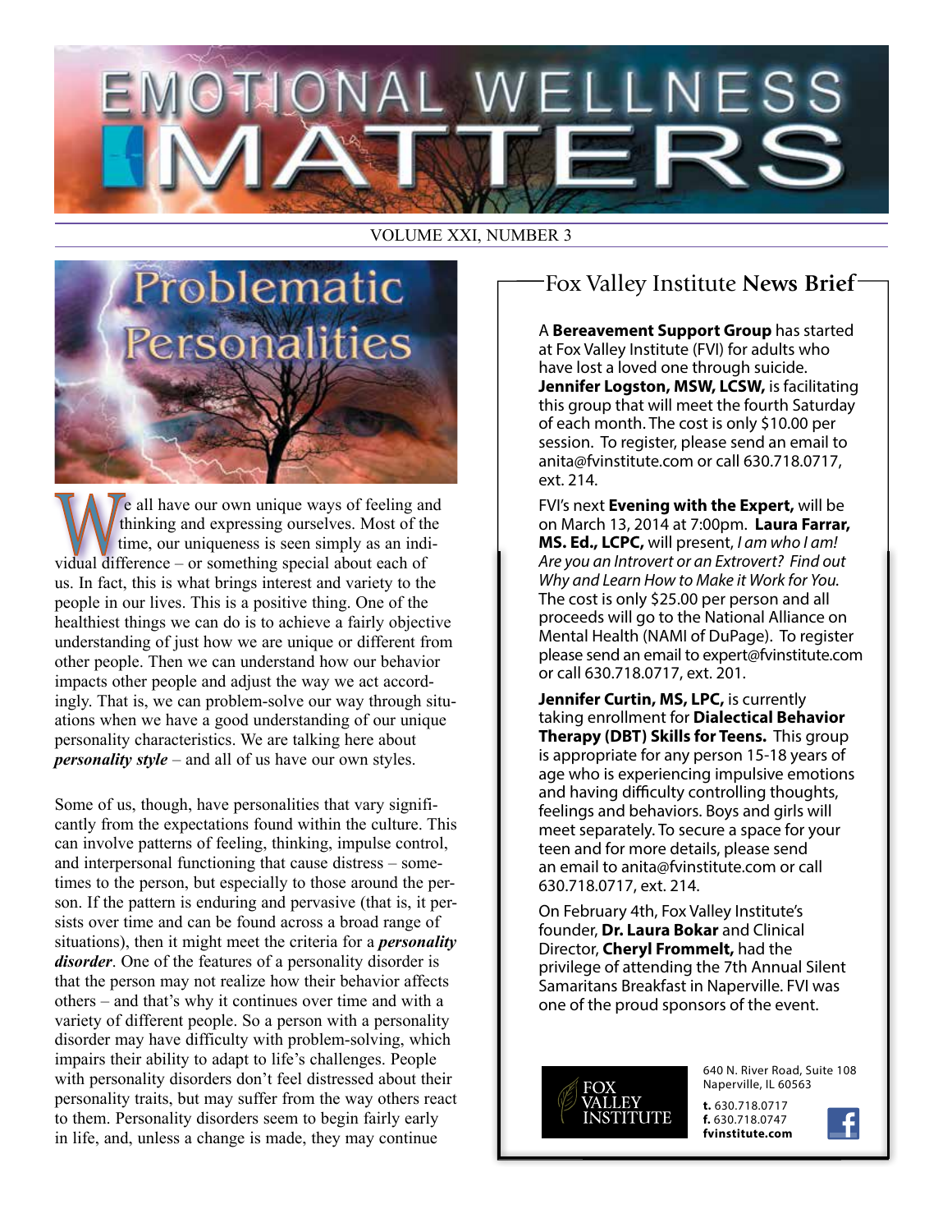# EMOTIONAL WELLNESS MATTERS

VOLUME XXI, NUMBER 3

## Problematic Personalities

We all have our own unique ways of feeling and thinking and expressing ourselves. Most of the time, our uniqueness is seen simply as an individual difference – or something special about each of us. In fact, this is what brings interest and variety to the people in our lives. This is a positive thing. One of the healthiest things we can do is to achieve a fairly objective understanding of just how we are unique or different from other people. Then we can understand how our behavior impacts other people and adjust the way we act accordingly. That is, we can problem-solve our way through situations when we have a good understanding of our unique personality characteristics. We are talking here about ***personality style*** – and all of us have our own styles.

Some of us, though, have personalities that vary significantly from the expectations found within the culture. This can involve patterns of feeling, thinking, impulse control, and interpersonal functioning that cause distress – sometimes to the person, but especially to those around the person. If the pattern is enduring and pervasive (that is, it persists over time and can be found across a broad range of situations), then it might meet the criteria for a ***personality disorder***. One of the features of a personality disorder is that the person may not realize how their behavior affects others – and that's why it continues over time and with a variety of different people. So a person with a personality disorder may have difficulty with problem-solving, which impairs their ability to adapt to life's challenges. People with personality disorders don't feel distressed about their personality traits, but may suffer from the way others react to them. Personality disorders seem to begin fairly early in life, and, unless a change is made, they may continue

## Fox Valley Institute **News Brief**

A **Bereavement Support Group** has started at Fox Valley Institute (FVI) for adults who have lost a loved one through suicide. **Jennifer Logston, MSW, LCSW,** is facilitating this group that will meet the fourth Saturday of each month. The cost is only $10.00 per session. To register, please send an email to anita@fvinstitute.com or call 630.718.0717, ext. 214.

FVI's next **Evening with the Expert,** will be on March 13, 2014 at 7:00pm. **Laura Farrar, MS. Ed., LCPC,** will present, *I am who I am! Are you an Introvert or an Extrovert? Find out Why and Learn How to Make it Work for You.* The cost is only $25.00 per person and all proceeds will go to the National Alliance on Mental Health (NAMI of DuPage). To register please send an email to expert@fvinstitute.com or call 630.718.0717, ext. 201.

**Jennifer Curtin, MS, LPC,** is currently taking enrollment for **Dialectical Behavior Therapy (DBT) Skills for Teens.** This group is appropriate for any person 15-18 years of age who is experiencing impulsive emotions and having difficulty controlling thoughts, feelings and behaviors. Boys and girls will meet separately. To secure a space for your teen and for more details, please send an email to anita@fvinstitute.com or call 630.718.0717, ext. 214.

On February 4th, Fox Valley Institute's founder, **Dr. Laura Bokar** and Clinical Director, **Cheryl Frommelt,** had the privilege of attending the 7th Annual Silent Samaritans Breakfast in Naperville. FVI was one of the proud sponsors of the event.

FOX VALLEY INSTITUTE

640 N. River Road, Suite 108
Naperville, IL 60563

**t.** 630.718.0717
**f.** 630.718.0747
**fvinstitute.com**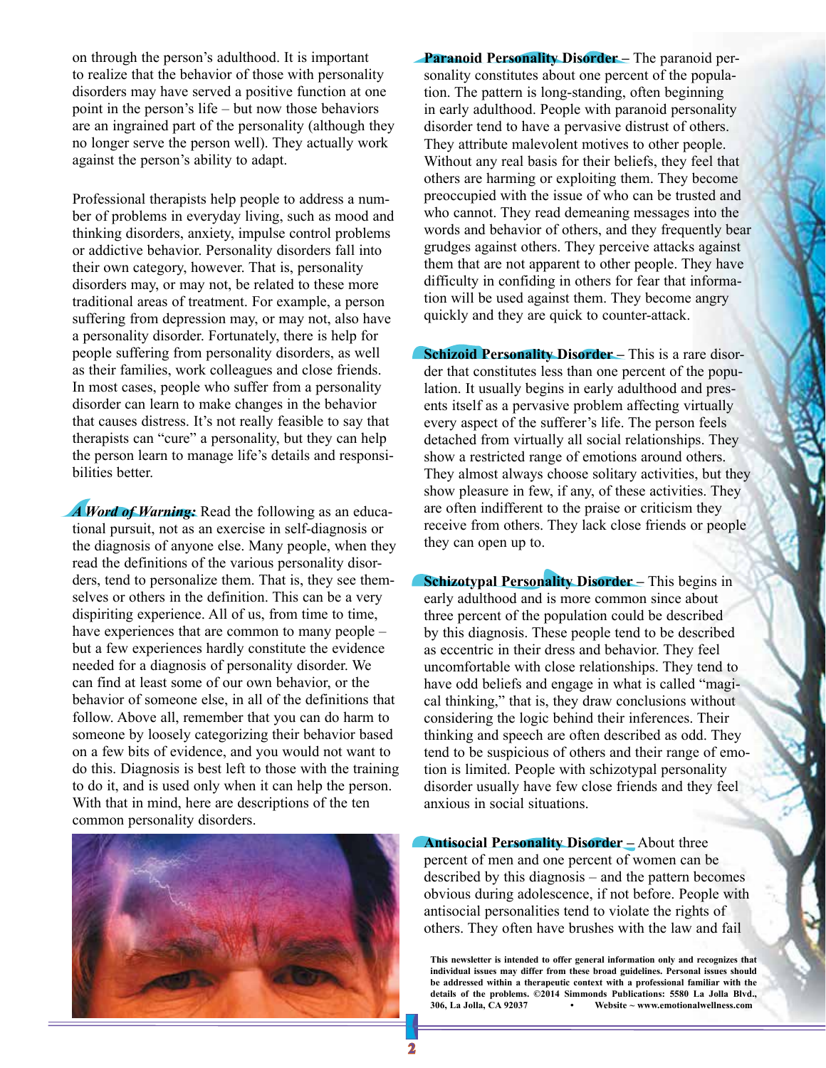on through the person's adulthood. It is important to realize that the behavior of those with personality disorders may have served a positive function at one point in the person's life – but now those behaviors are an ingrained part of the personality (although they no longer serve the person well). They actually work against the person's ability to adapt.

Professional therapists help people to address a number of problems in everyday living, such as mood and thinking disorders, anxiety, impulse control problems or addictive behavior. Personality disorders fall into their own category, however. That is, personality disorders may, or may not, be related to these more traditional areas of treatment. For example, a person suffering from depression may, or may not, also have a personality disorder. Fortunately, there is help for people suffering from personality disorders, as well as their families, work colleagues and close friends. In most cases, people who suffer from a personality disorder can learn to make changes in the behavior that causes distress. It's not really feasible to say that therapists can "cure" a personality, but they can help the person learn to manage life's details and responsibilities better.

***A Word of Warning:*** Read the following as an educational pursuit, not as an exercise in self-diagnosis or the diagnosis of anyone else. Many people, when they read the definitions of the various personality disorders, tend to personalize them. That is, they see themselves or others in the definition. This can be a very dispiriting experience. All of us, from time to time, have experiences that are common to many people – but a few experiences hardly constitute the evidence needed for a diagnosis of personality disorder. We can find at least some of our own behavior, or the behavior of someone else, in all of the definitions that follow. Above all, remember that you can do harm to someone by loosely categorizing their behavior based on a few bits of evidence, and you would not want to do this. Diagnosis is best left to those with the training to do it, and is used only when it can help the person. With that in mind, here are descriptions of the ten common personality disorders.

**Paranoid Personality Disorder** – The paranoid personality constitutes about one percent of the population. The pattern is long-standing, often beginning in early adulthood. People with paranoid personality disorder tend to have a pervasive distrust of others. They attribute malevolent motives to other people. Without any real basis for their beliefs, they feel that others are harming or exploiting them. They become preoccupied with the issue of who can be trusted and who cannot. They read demeaning messages into the words and behavior of others, and they frequently bear grudges against others. They perceive attacks against them that are not apparent to other people. They have difficulty in confiding in others for fear that information will be used against them. They become angry quickly and they are quick to counter-attack.

**Schizoid Personality Disorder** – This is a rare disorder that constitutes less than one percent of the population. It usually begins in early adulthood and presents itself as a pervasive problem affecting virtually every aspect of the sufferer's life. The person feels detached from virtually all social relationships. They show a restricted range of emotions around others. They almost always choose solitary activities, but they show pleasure in few, if any, of these activities. They are often indifferent to the praise or criticism they receive from others. They lack close friends or people they can open up to.

**Schizotypal Personality Disorder** – This begins in early adulthood and is more common since about three percent of the population could be described by this diagnosis. These people tend to be described as eccentric in their dress and behavior. They feel uncomfortable with close relationships. They tend to have odd beliefs and engage in what is called "magical thinking," that is, they draw conclusions without considering the logic behind their inferences. Their thinking and speech are often described as odd. They tend to be suspicious of others and their range of emotion is limited. People with schizotypal personality disorder usually have few close friends and they feel anxious in social situations.

**Antisocial Personality Disorder** – About three percent of men and one percent of women can be described by this diagnosis – and the pattern becomes obvious during adolescence, if not before. People with antisocial personalities tend to violate the rights of others. They often have brushes with the law and fail

**This newsletter is intended to offer general information only and recognizes that individual issues may differ from these broad guidelines. Personal issues should be addressed within a therapeutic context with a professional familiar with the details of the problems. ©2014 Simmonds Publications: 5580 La Jolla Blvd., 306, La Jolla, CA 92037 • Website ~ www.emotionalwellness.com**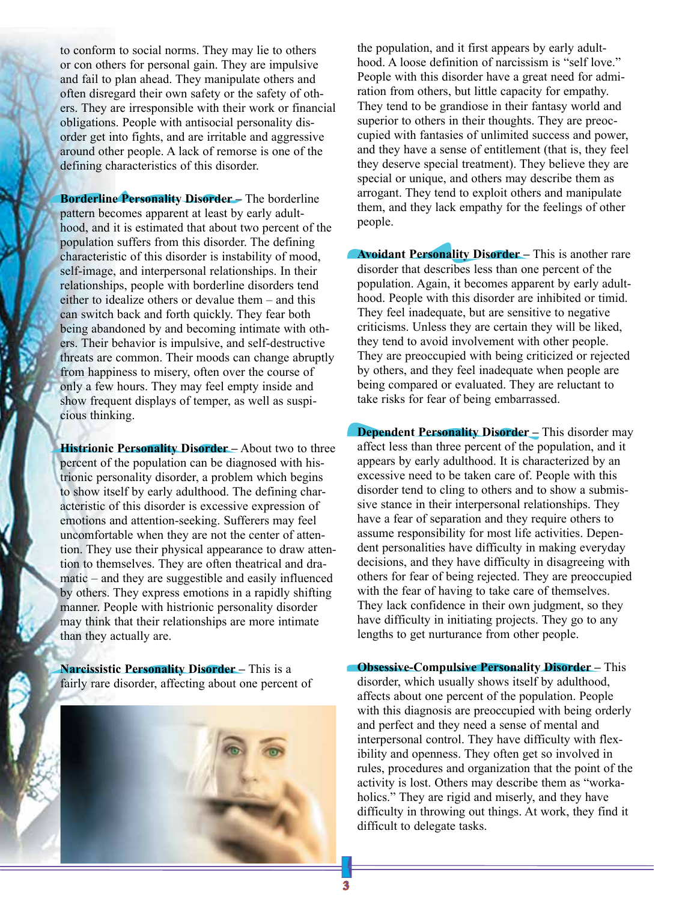to conform to social norms. They may lie to others or con others for personal gain. They are impulsive and fail to plan ahead. They manipulate others and often disregard their own safety or the safety of others. They are irresponsible with their work or financial obligations. People with antisocial personality disorder get into fights, and are irritable and aggressive around other people. A lack of remorse is one of the defining characteristics of this disorder.

**Borderline Personality Disorder –** The borderline pattern becomes apparent at least by early adulthood, and it is estimated that about two percent of the population suffers from this disorder. The defining characteristic of this disorder is instability of mood, self-image, and interpersonal relationships. In their relationships, people with borderline disorders tend either to idealize others or devalue them – and this can switch back and forth quickly. They fear both being abandoned by and becoming intimate with others. Their behavior is impulsive, and self-destructive threats are common. Their moods can change abruptly from happiness to misery, often over the course of only a few hours. They may feel empty inside and show frequent displays of temper, as well as suspicious thinking.

**Histrionic Personality Disorder –** About two to three percent of the population can be diagnosed with histrionic personality disorder, a problem which begins to show itself by early adulthood. The defining characteristic of this disorder is excessive expression of emotions and attention-seeking. Sufferers may feel uncomfortable when they are not the center of attention. They use their physical appearance to draw attention to themselves. They are often theatrical and dramatic – and they are suggestible and easily influenced by others. They express emotions in a rapidly shifting manner. People with histrionic personality disorder may think that their relationships are more intimate than they actually are.

**Narcissistic Personality Disorder –** This is a fairly rare disorder, affecting about one percent of the population, and it first appears by early adulthood. A loose definition of narcissism is "self love." People with this disorder have a great need for admiration from others, but little capacity for empathy. They tend to be grandiose in their fantasy world and superior to others in their thoughts. They are preoccupied with fantasies of unlimited success and power, and they have a sense of entitlement (that is, they feel they deserve special treatment). They believe they are special or unique, and others may describe them as arrogant. They tend to exploit others and manipulate them, and they lack empathy for the feelings of other people.

**Avoidant Personality Disorder –** This is another rare disorder that describes less than one percent of the population. Again, it becomes apparent by early adulthood. People with this disorder are inhibited or timid. They feel inadequate, but are sensitive to negative criticisms. Unless they are certain they will be liked, they tend to avoid involvement with other people. They are preoccupied with being criticized or rejected by others, and they feel inadequate when people are being compared or evaluated. They are reluctant to take risks for fear of being embarrassed.

**Dependent Personality Disorder –** This disorder may affect less than three percent of the population, and it appears by early adulthood. It is characterized by an excessive need to be taken care of. People with this disorder tend to cling to others and to show a submissive stance in their interpersonal relationships. They have a fear of separation and they require others to assume responsibility for most life activities. Dependent personalities have difficulty in making everyday decisions, and they have difficulty in disagreeing with others for fear of being rejected. They are preoccupied with the fear of having to take care of themselves. They lack confidence in their own judgment, so they have difficulty in initiating projects. They go to any lengths to get nurturance from other people.

**Obsessive-Compulsive Personality Disorder –** This disorder, which usually shows itself by adulthood, affects about one percent of the population. People with this diagnosis are preoccupied with being orderly and perfect and they need a sense of mental and interpersonal control. They have difficulty with flexibility and openness. They often get so involved in rules, procedures and organization that the point of the activity is lost. Others may describe them as "workaholics." They are rigid and miserly, and they have difficulty in throwing out things. At work, they find it difficult to delegate tasks.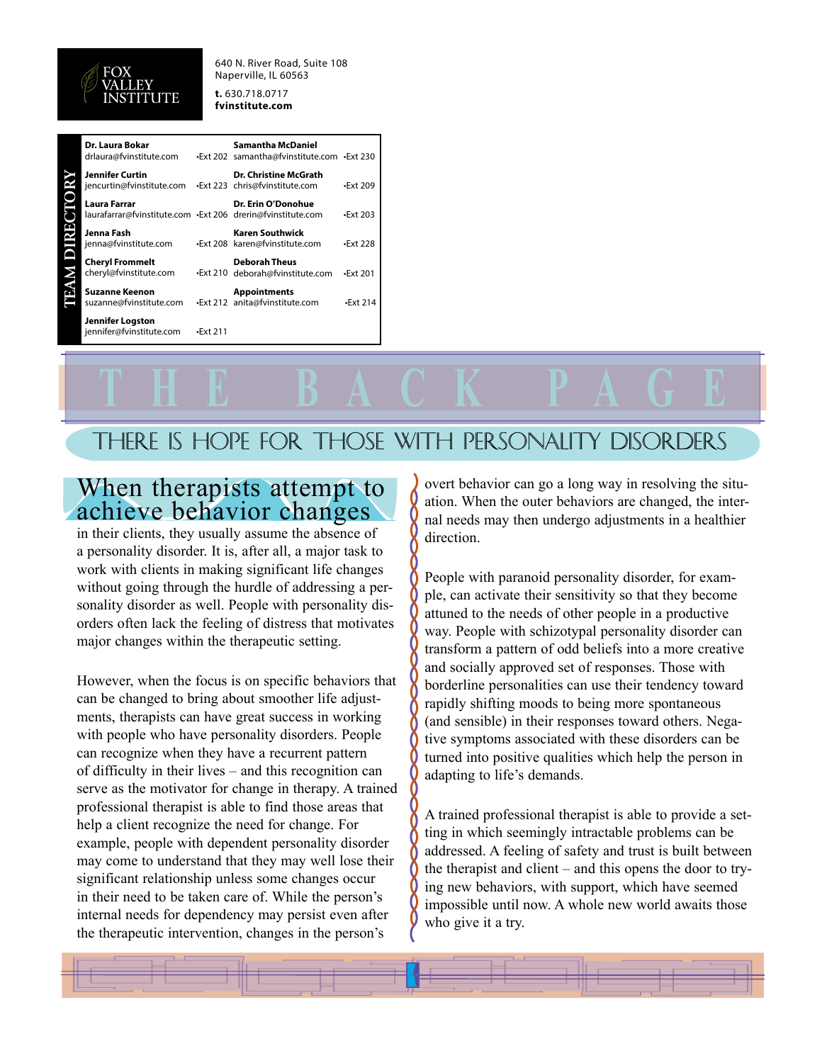FOX VALLEY INSTITUTE

640 N. River Road, Suite 108
Naperville, IL 60563

**t.** 630.718.0717
**fvinstitute.com**

## TEAM DIRECTORY

| | | | |
|---|---|---|---|
| **Dr. Laura Bokar** drlaura@fvinstitute.com | •Ext 202 | **Samantha McDaniel** samantha@fvinstitute.com | •Ext 230 |
| **Jennifer Curtin** jencurtin@fvinstitute.com | •Ext 223 | **Dr. Christine McGrath** chris@fvinstitute.com | •Ext 209 |
| **Laura Farrar** laurafarrar@fvinstitute.com | •Ext 206 | **Dr. Erin O'Donohue** drerin@fvinstitute.com | •Ext 203 |
| **Jenna Fash** jenna@fvinstitute.com | •Ext 208 | **Karen Southwick** karen@fvinstitute.com | •Ext 228 |
| **Cheryl Frommelt** cheryl@fvinstitute.com | •Ext 210 | **Deborah Theus** deborah@fvinstitute.com | •Ext 201 |
| **Suzanne Keenon** suzanne@fvinstitute.com | •Ext 212 | **Appointments** anita@fvinstitute.com | •Ext 214 |
| **Jennifer Logston** jennifer@fvinstitute.com | •Ext 211 | | |

# THE BACK PAGE

## THERE IS HOPE FOR THOSE WITH PERSONALITY DISORDERS

When therapists attempt to achieve behavior changes in their clients, they usually assume the absence of a personality disorder. It is, after all, a major task to work with clients in making significant life changes without going through the hurdle of addressing a personality disorder as well. People with personality disorders often lack the feeling of distress that motivates major changes within the therapeutic setting.

However, when the focus is on specific behaviors that can be changed to bring about smoother life adjustments, therapists can have great success in working with people who have personality disorders. People can recognize when they have a recurrent pattern of difficulty in their lives – and this recognition can serve as the motivator for change in therapy. A trained professional therapist is able to find those areas that help a client recognize the need for change. For example, people with dependent personality disorder may come to understand that they may well lose their significant relationship unless some changes occur in their need to be taken care of. While the person's internal needs for dependency may persist even after the therapeutic intervention, changes in the person's overt behavior can go a long way in resolving the situation. When the outer behaviors are changed, the internal needs may then undergo adjustments in a healthier direction.

People with paranoid personality disorder, for example, can activate their sensitivity so that they become attuned to the needs of other people in a productive way. People with schizotypal personality disorder can transform a pattern of odd beliefs into a more creative and socially approved set of responses. Those with borderline personalities can use their tendency toward rapidly shifting moods to being more spontaneous (and sensible) in their responses toward others. Negative symptoms associated with these disorders can be turned into positive qualities which help the person in adapting to life's demands.

A trained professional therapist is able to provide a setting in which seemingly intractable problems can be addressed. A feeling of safety and trust is built between the therapist and client – and this opens the door to trying new behaviors, with support, which have seemed impossible until now. A whole new world awaits those who give it a try.